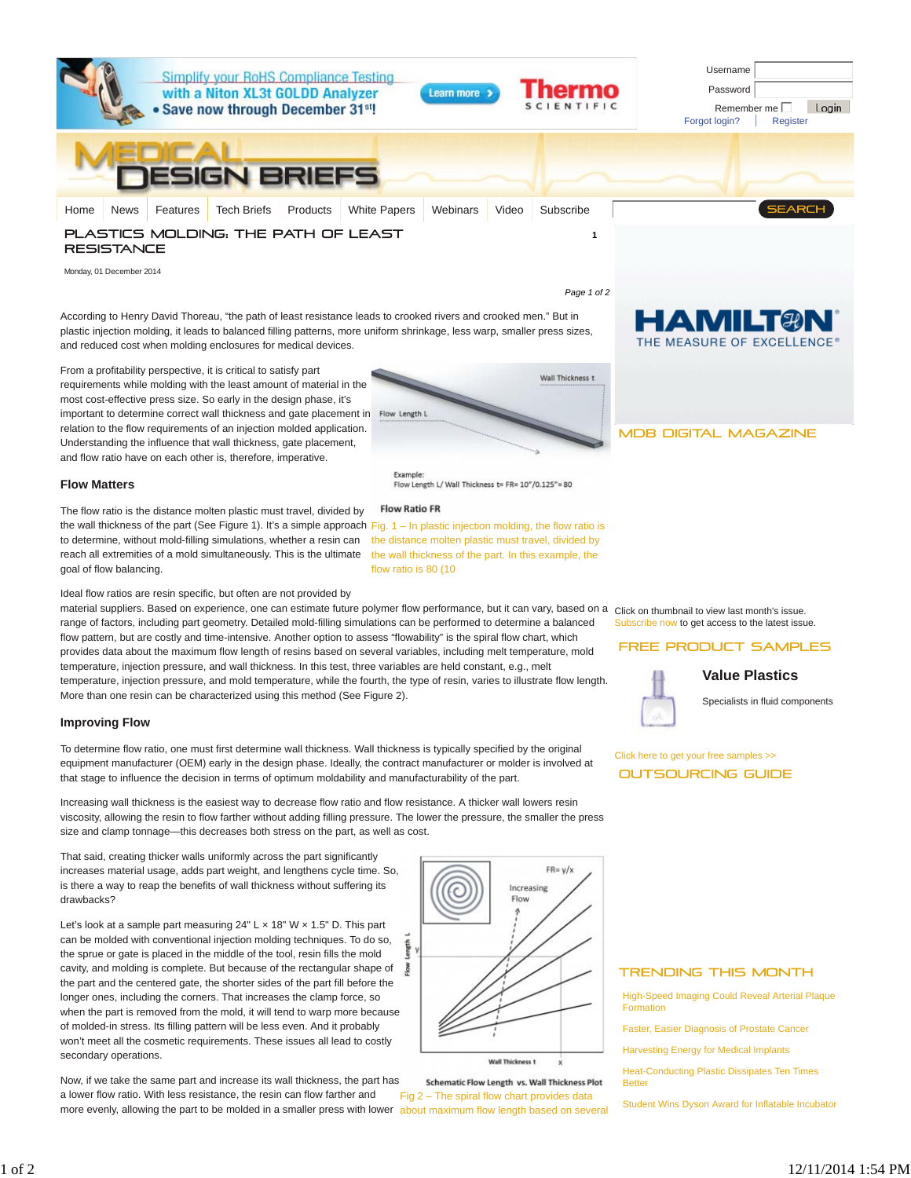# PLASTICS MOLDING: THE PATH OF LEAST RESISTANCE

Monday, 01 December 2014

According to Henry David Thoreau, "the path of least resistance leads to crooked rivers and crooked men." But in plastic injection molding, it leads to balanced filling patterns, more uniform shrinkage, less warp, smaller press sizes, and reduced cost when molding enclosures for medical devices.

From a profitability perspective, it is critical to satisfy part requirements while molding with the least amount of material in the most cost-effective press size. So early in the design phase, it's important to determine correct wall thickness and gate placement in relation to the flow requirements of an injection molded application. Understanding the influence that wall thickness, gate placement, and flow ratio have on each other is, therefore, imperative.

Wall Thickness t

Flow Length L

Example:
Flow Length L/ Wall Thickness t= FR= 10"/0.125"= 80

Flow Ratio FR

Fig. 1 – In plastic injection molding, the flow ratio is the distance molten plastic must travel, divided by the wall thickness of the part. In this example, the flow ratio is 80 (10

## Flow Matters

The flow ratio is the distance molten plastic must travel, divided by the wall thickness of the part (See Figure 1). It's a simple approach to determine, without mold-filling simulations, whether a resin can reach all extremities of a mold simultaneously. This is the ultimate goal of flow balancing.

Ideal flow ratios are resin specific, but often are not provided by material suppliers. Based on experience, one can estimate future polymer flow performance, but it can vary, based on a range of factors, including part geometry. Detailed mold-filling simulations can be performed to determine a balanced flow pattern, but are costly and time-intensive. Another option to assess "flowability" is the spiral flow chart, which provides data about the maximum flow length of resins based on several variables, including melt temperature, mold temperature, injection pressure, and wall thickness. In this test, three variables are held constant, e.g., melt temperature, injection pressure, and mold temperature, while the fourth, the type of resin, varies to illustrate flow length. More than one resin can be characterized using this method (See Figure 2).

## Improving Flow

To determine flow ratio, one must first determine wall thickness. Wall thickness is typically specified by the original equipment manufacturer (OEM) early in the design phase. Ideally, the contract manufacturer or molder is involved at that stage to influence the decision in terms of optimum moldability and manufacturability of the part.

Increasing wall thickness is the easiest way to decrease flow ratio and flow resistance. A thicker wall lowers resin viscosity, allowing the resin to flow farther without adding filling pressure. The lower the pressure, the smaller the press size and clamp tonnage—this decreases both stress on the part, as well as cost.

That said, creating thicker walls uniformly across the part significantly increases material usage, adds part weight, and lengthens cycle time. So, is there a way to reap the benefits of wall thickness without suffering its drawbacks?

Let's look at a sample part measuring 24" L × 18" W × 1.5" D. This part can be molded with conventional injection molding techniques. To do so, the sprue or gate is placed in the middle of the tool, resin fills the mold cavity, and molding is complete. But because of the rectangular shape of the part and the centered gate, the shorter sides of the part fill before the longer ones, including the corners. That increases the clamp force, so when the part is removed from the mold, it will tend to warp more because of molded-in stress. Its filling pattern will be less even. And it probably won't meet all the cosmetic requirements. These issues all lead to costly secondary operations.

FR= y/x

Increasing Flow

Flow Length y

Wall Thickness t x

Schematic Flow Length vs. Wall Thickness Plot

Fig 2 – The spiral flow chart provides data about maximum flow length based on several

Now, if we take the same part and increase its wall thickness, the part has a lower flow ratio. With less resistance, the resin can flow farther and more evenly, allowing the part to be molded in a smaller press with lower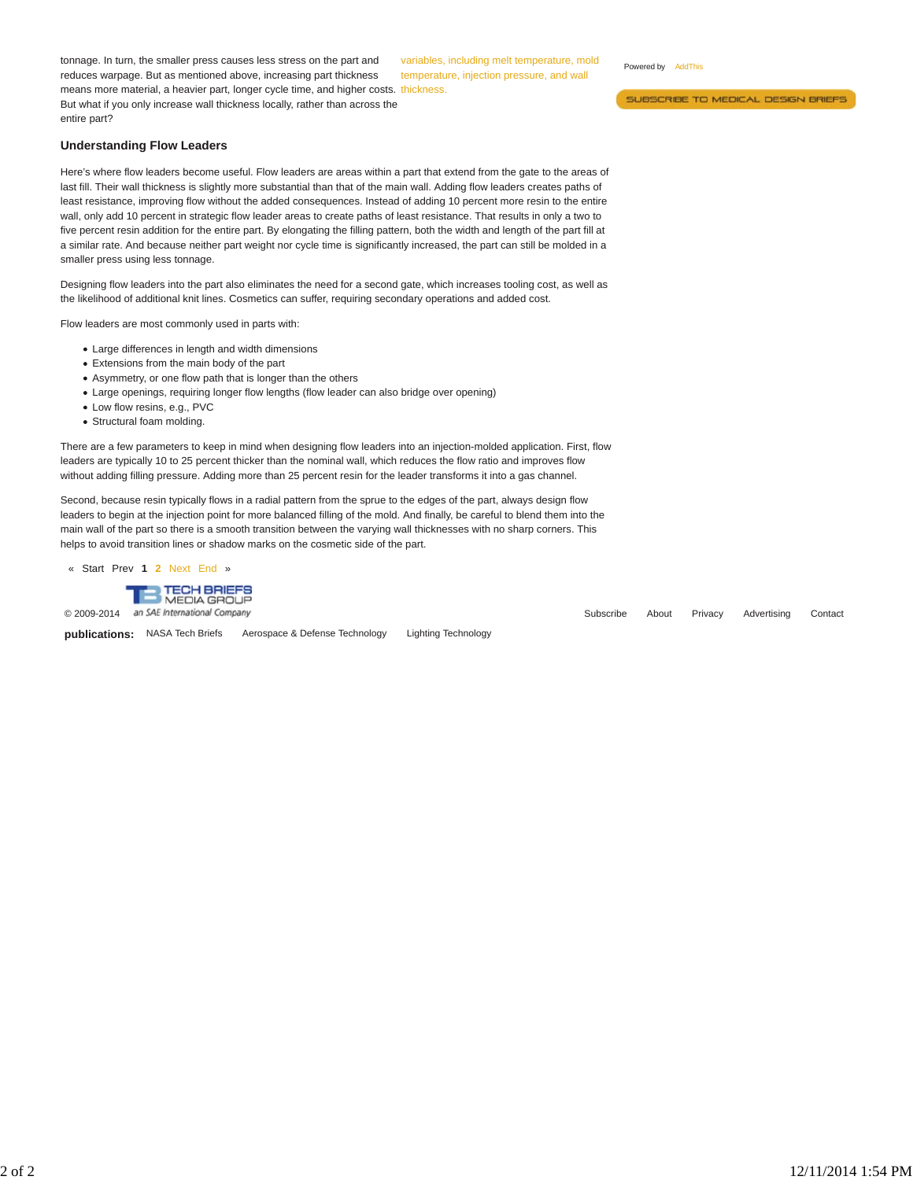tonnage. In turn, the smaller press causes less stress on the part and reduces warpage. But as mentioned above, increasing part thickness means more material, a heavier part, longer cycle time, and higher costs. But what if you only increase wall thickness locally, rather than across the entire part?

variables, including melt temperature, mold temperature, injection pressure, and wall thickness.

Powered by AddThis

SUBSCRIBE TO MEDICAL DESIGN BRIEFS

### Understanding Flow Leaders

Here's where flow leaders become useful. Flow leaders are areas within a part that extend from the gate to the areas of last fill. Their wall thickness is slightly more substantial than that of the main wall. Adding flow leaders creates paths of least resistance, improving flow without the added consequences. Instead of adding 10 percent more resin to the entire wall, only add 10 percent in strategic flow leader areas to create paths of least resistance. That results in only a two to five percent resin addition for the entire part. By elongating the filling pattern, both the width and length of the part fill at a similar rate. And because neither part weight nor cycle time is significantly increased, the part can still be molded in a smaller press using less tonnage.

Designing flow leaders into the part also eliminates the need for a second gate, which increases tooling cost, as well as the likelihood of additional knit lines. Cosmetics can suffer, requiring secondary operations and added cost.

Flow leaders are most commonly used in parts with:

- Large differences in length and width dimensions
- Extensions from the main body of the part
- Asymmetry, or one flow path that is longer than the others
- Large openings, requiring longer flow lengths (flow leader can also bridge over opening)
- Low flow resins, e.g., PVC
- Structural foam molding.

There are a few parameters to keep in mind when designing flow leaders into an injection-molded application. First, flow leaders are typically 10 to 25 percent thicker than the nominal wall, which reduces the flow ratio and improves flow without adding filling pressure. Adding more than 25 percent resin for the leader transforms it into a gas channel.

Second, because resin typically flows in a radial pattern from the sprue to the edges of the part, always design flow leaders to begin at the injection point for more balanced filling of the mold. And finally, be careful to blend them into the main wall of the part so there is a smooth transition between the varying wall thicknesses with no sharp corners. This helps to avoid transition lines or shadow marks on the cosmetic side of the part.

« Start Prev **1** 2 Next End »

© 2009-2014 TECH BRIEFS MEDIA GROUP an SAE International Company

Subscribe About Privacy Advertising Contact

**publications:** NASA Tech Briefs Aerospace & Defense Technology Lighting Technology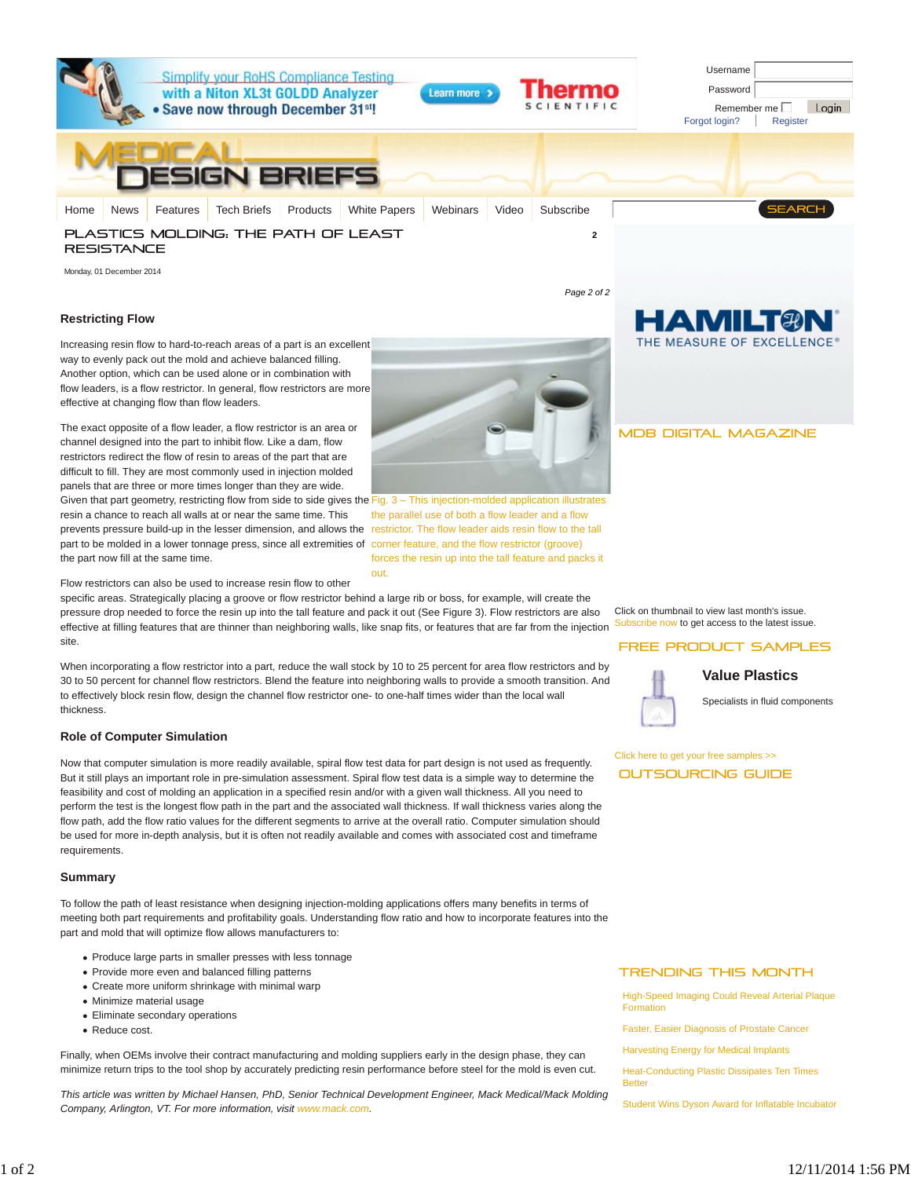# PLASTICS MOLDING: THE PATH OF LEAST RESISTANCE

Monday, 01 December 2014

Page 2 of 2

## Restricting Flow

Increasing resin flow to hard-to-reach areas of a part is an excellent way to evenly pack out the mold and achieve balanced filling. Another option, which can be used alone or in combination with flow leaders, is a flow restrictor. In general, flow restrictors are more effective at changing flow than flow leaders.

The exact opposite of a flow leader, a flow restrictor is an area or channel designed into the part to inhibit flow. Like a dam, flow restrictors redirect the flow of resin to areas of the part that are difficult to fill. They are most commonly used in injection molded panels that are three or more times longer than they are wide. Given that part geometry, restricting flow from side to side gives the resin a chance to reach all walls at or near the same time. This prevents pressure build-up in the lesser dimension, and allows the part to be molded in a lower tonnage press, since all extremities of the part now fill at the same time.

Fig. 3 – This injection-molded application illustrates the parallel use of both a flow leader and a flow restrictor. The flow leader aids resin flow to the tall corner feature, and the flow restrictor (groove) forces the resin up into the tall feature and packs it out.

Flow restrictors can also be used to increase resin flow to other specific areas. Strategically placing a groove or flow restrictor behind a large rib or boss, for example, will create the pressure drop needed to force the resin up into the tall feature and pack it out (See Figure 3). Flow restrictors are also effective at filling features that are thinner than neighboring walls, like snap fits, or features that are far from the injection site.

When incorporating a flow restrictor into a part, reduce the wall stock by 10 to 25 percent for area flow restrictors and by 30 to 50 percent for channel flow restrictors. Blend the feature into neighboring walls to provide a smooth transition. And to effectively block resin flow, design the channel flow restrictor one- to one-half times wider than the local wall thickness.

## Role of Computer Simulation

Now that computer simulation is more readily available, spiral flow test data for part design is not used as frequently. But it still plays an important role in pre-simulation assessment. Spiral flow test data is a simple way to determine the feasibility and cost of molding an application in a specified resin and/or with a given wall thickness. All you need to perform the test is the longest flow path in the part and the associated wall thickness. If wall thickness varies along the flow path, add the flow ratio values for the different segments to arrive at the overall ratio. Computer simulation should be used for more in-depth analysis, but it is often not readily available and comes with associated cost and timeframe requirements.

## Summary

To follow the path of least resistance when designing injection-molding applications offers many benefits in terms of meeting both part requirements and profitability goals. Understanding flow ratio and how to incorporate features into the part and mold that will optimize flow allows manufacturers to:

- Produce large parts in smaller presses with less tonnage
- Provide more even and balanced filling patterns
- Create more uniform shrinkage with minimal warp
- Minimize material usage
- Eliminate secondary operations
- Reduce cost.

Finally, when OEMs involve their contract manufacturing and molding suppliers early in the design phase, they can minimize return trips to the tool shop by accurately predicting resin performance before steel for the mold is even cut.

*This article was written by Michael Hansen, PhD, Senior Technical Development Engineer, Mack Medical/Mack Molding Company, Arlington, VT. For more information, visit www.mack.com.*